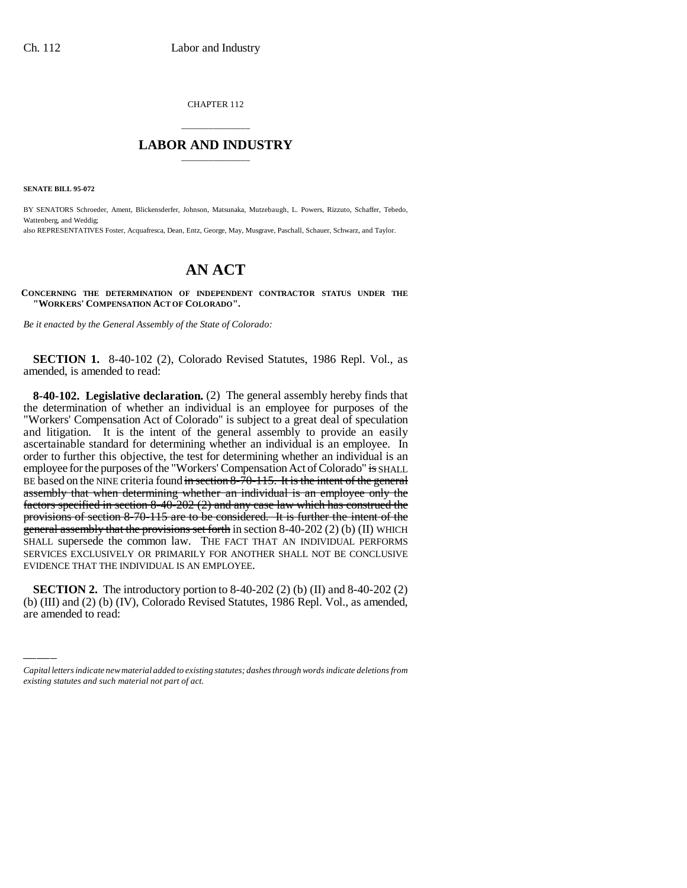CHAPTER 112

# LABOR AND INDUSTRY

**SENATE BILL 95-072**

BY SENATORS Schroeder, Ament, Blickensderfer, Johnson, Matsunaka, Mutzebaugh, L. Powers, Rizzuto, Schaffer, Tebedo, Wattenberg, and Weddig;
also REPRESENTATIVES Foster, Acquafresca, Dean, Entz, George, May, Musgrave, Paschall, Schauer, Schwarz, and Taylor.

# AN ACT

**CONCERNING THE DETERMINATION OF INDEPENDENT CONTRACTOR STATUS UNDER THE "WORKERS' COMPENSATION ACT OF COLORADO".**

*Be it enacted by the General Assembly of the State of Colorado:*

**SECTION 1.** 8-40-102 (2), Colorado Revised Statutes, 1986 Repl. Vol., as amended, is amended to read:

**8-40-102. Legislative declaration.** (2) The general assembly hereby finds that the determination of whether an individual is an employee for purposes of the "Workers' Compensation Act of Colorado" is subject to a great deal of speculation and litigation. It is the intent of the general assembly to provide an easily ascertainable standard for determining whether an individual is an employee. In order to further this objective, the test for determining whether an individual is an employee for the purposes of the "Workers' Compensation Act of Colorado" ~~is~~ SHALL BE based on the NINE criteria found ~~in section 8-70-115. It is the intent of the general assembly that when determining whether an individual is an employee only the factors specified in section 8-40-202 (2) and any case law which has construed the provisions of section 8-70-115 are to be considered. It is further the intent of the general assembly that the provisions set forth~~ in section 8-40-202 (2) (b) (II) WHICH SHALL supersede the common law. THE FACT THAT AN INDIVIDUAL PERFORMS SERVICES EXCLUSIVELY OR PRIMARILY FOR ANOTHER SHALL NOT BE CONCLUSIVE EVIDENCE THAT THE INDIVIDUAL IS AN EMPLOYEE.

**SECTION 2.** The introductory portion to 8-40-202 (2) (b) (II) and 8-40-202 (2) (b) (III) and (2) (b) (IV), Colorado Revised Statutes, 1986 Repl. Vol., as amended, are amended to read:

*Capital letters indicate new material added to existing statutes; dashes through words indicate deletions from existing statutes and such material not part of act.*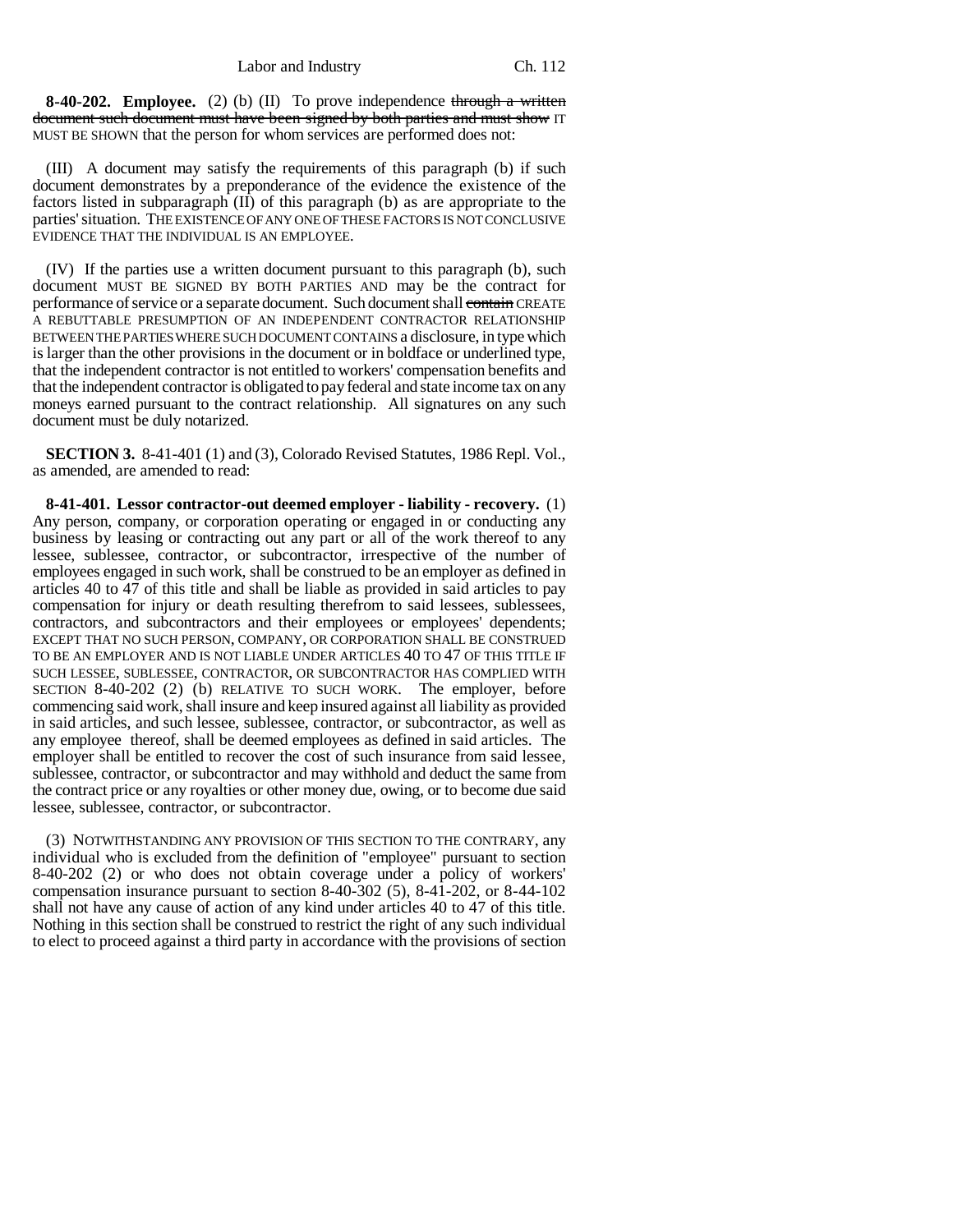**8-40-202. Employee.** (2) (b) (II) To prove independence ~~through a written document such document must have been signed by both parties and must show~~ IT MUST BE SHOWN that the person for whom services are performed does not:

(III) A document may satisfy the requirements of this paragraph (b) if such document demonstrates by a preponderance of the evidence the existence of the factors listed in subparagraph (II) of this paragraph (b) as are appropriate to the parties' situation. THE EXISTENCE OF ANY ONE OF THESE FACTORS IS NOT CONCLUSIVE EVIDENCE THAT THE INDIVIDUAL IS AN EMPLOYEE.

(IV) If the parties use a written document pursuant to this paragraph (b), such document MUST BE SIGNED BY BOTH PARTIES AND may be the contract for performance of service or a separate document. Such document shall ~~contain~~ CREATE A REBUTTABLE PRESUMPTION OF AN INDEPENDENT CONTRACTOR RELATIONSHIP BETWEEN THE PARTIES WHERE SUCH DOCUMENT CONTAINS a disclosure, in type which is larger than the other provisions in the document or in boldface or underlined type, that the independent contractor is not entitled to workers' compensation benefits and that the independent contractor is obligated to pay federal and state income tax on any moneys earned pursuant to the contract relationship. All signatures on any such document must be duly notarized.

**SECTION 3.** 8-41-401 (1) and (3), Colorado Revised Statutes, 1986 Repl. Vol., as amended, are amended to read:

**8-41-401. Lessor contractor-out deemed employer - liability - recovery.** (1) Any person, company, or corporation operating or engaged in or conducting any business by leasing or contracting out any part or all of the work thereof to any lessee, sublessee, contractor, or subcontractor, irrespective of the number of employees engaged in such work, shall be construed to be an employer as defined in articles 40 to 47 of this title and shall be liable as provided in said articles to pay compensation for injury or death resulting therefrom to said lessees, sublessees, contractors, and subcontractors and their employees or employees' dependents; EXCEPT THAT NO SUCH PERSON, COMPANY, OR CORPORATION SHALL BE CONSTRUED TO BE AN EMPLOYER AND IS NOT LIABLE UNDER ARTICLES 40 TO 47 OF THIS TITLE IF SUCH LESSEE, SUBLESSEE, CONTRACTOR, OR SUBCONTRACTOR HAS COMPLIED WITH SECTION 8-40-202 (2) (b) RELATIVE TO SUCH WORK. The employer, before commencing said work, shall insure and keep insured against all liability as provided in said articles, and such lessee, sublessee, contractor, or subcontractor, as well as any employee thereof, shall be deemed employees as defined in said articles. The employer shall be entitled to recover the cost of such insurance from said lessee, sublessee, contractor, or subcontractor and may withhold and deduct the same from the contract price or any royalties or other money due, owing, or to become due said lessee, sublessee, contractor, or subcontractor.

(3) NOTWITHSTANDING ANY PROVISION OF THIS SECTION TO THE CONTRARY, any individual who is excluded from the definition of "employee" pursuant to section 8-40-202 (2) or who does not obtain coverage under a policy of workers' compensation insurance pursuant to section 8-40-302 (5), 8-41-202, or 8-44-102 shall not have any cause of action of any kind under articles 40 to 47 of this title. Nothing in this section shall be construed to restrict the right of any such individual to elect to proceed against a third party in accordance with the provisions of section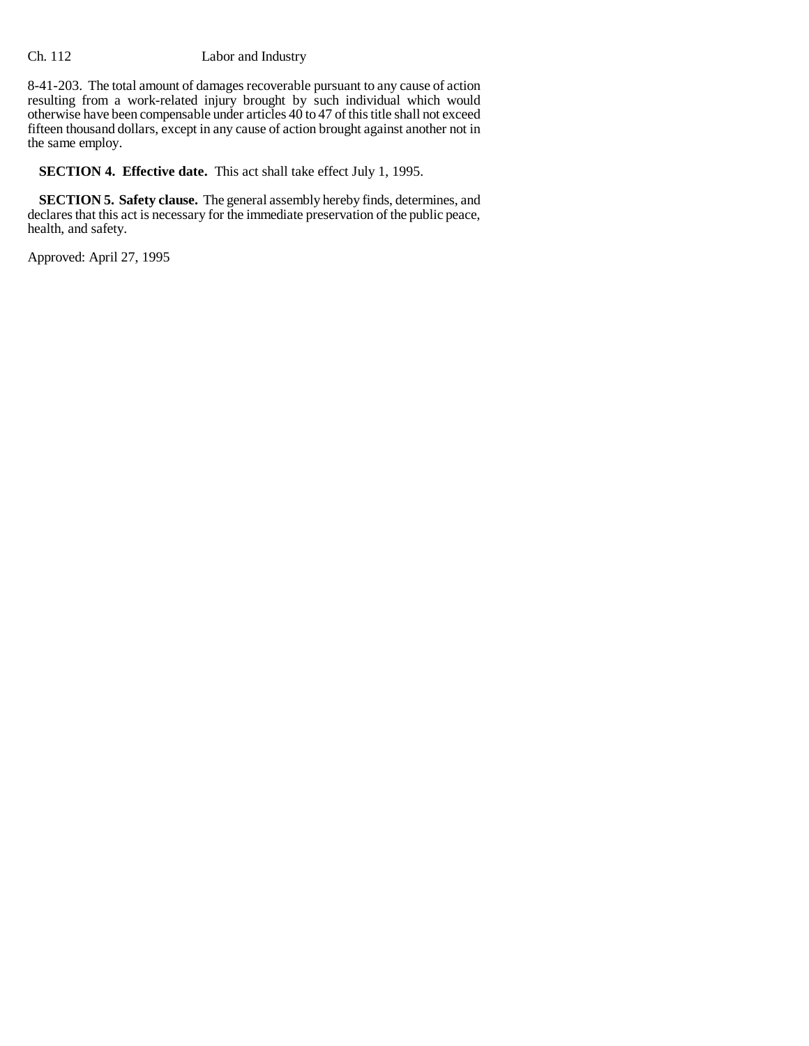8-41-203. The total amount of damages recoverable pursuant to any cause of action resulting from a work-related injury brought by such individual which would otherwise have been compensable under articles 40 to 47 of this title shall not exceed fifteen thousand dollars, except in any cause of action brought against another not in the same employ.

**SECTION 4. Effective date.** This act shall take effect July 1, 1995.

**SECTION 5. Safety clause.** The general assembly hereby finds, determines, and declares that this act is necessary for the immediate preservation of the public peace, health, and safety.

Approved: April 27, 1995